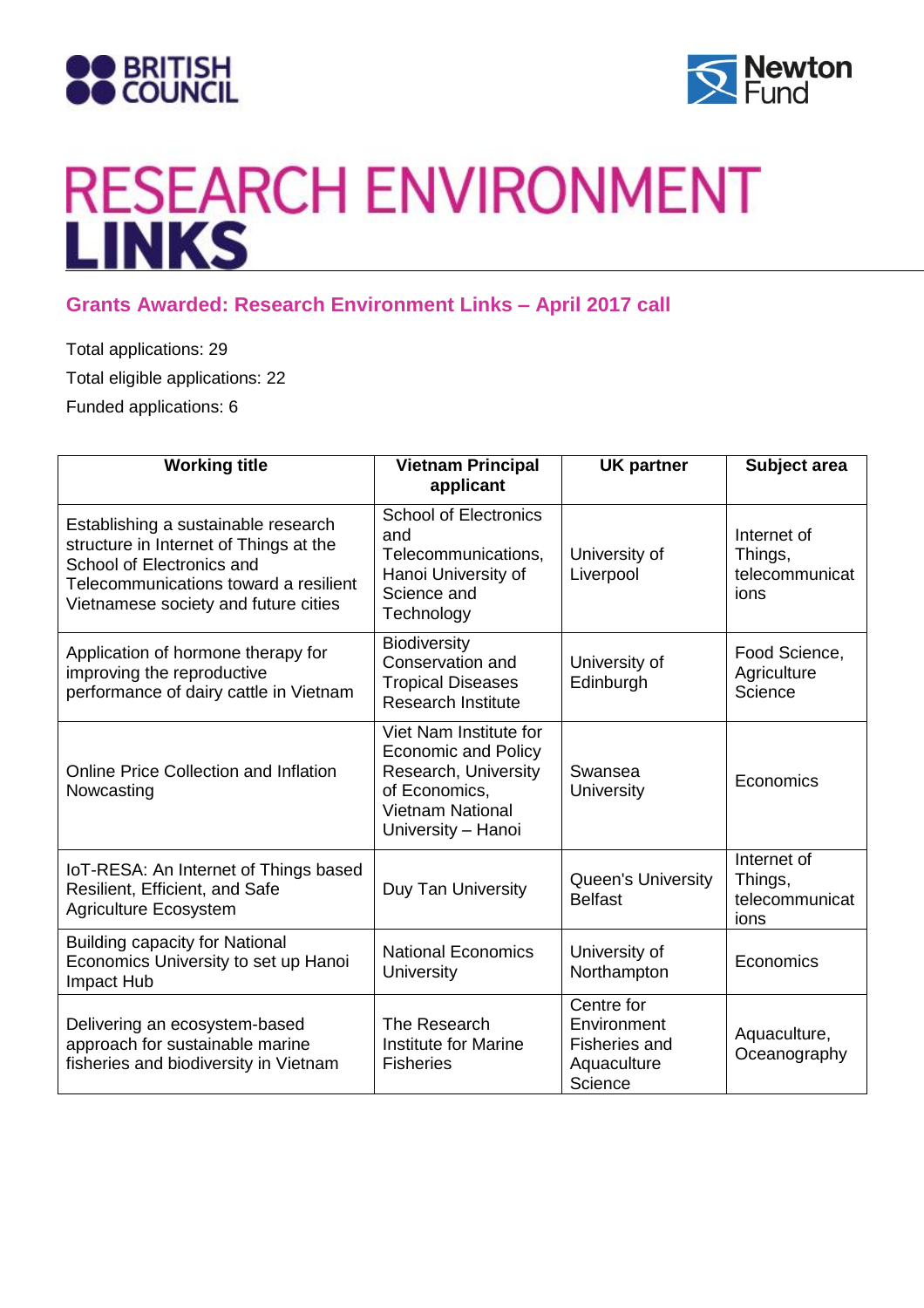BRITISH COUNCIL

Newton Fund

# RESEARCH ENVIRONMENT LINKS

## Grants Awarded: Research Environment Links – April 2017 call

Total applications: 29

Total eligible applications: 22

Funded applications: 6

| Working title | Vietnam Principal applicant | UK partner | Subject area |
|---|---|---|---|
| Establishing a sustainable research structure in Internet of Things at the School of Electronics and Telecommunications toward a resilient Vietnamese society and future cities | School of Electronics and Telecommunications, Hanoi University of Science and Technology | University of Liverpool | Internet of Things, telecommunications |
| Application of hormone therapy for improving the reproductive performance of dairy cattle in Vietnam | Biodiversity Conservation and Tropical Diseases Research Institute | University of Edinburgh | Food Science, Agriculture Science |
| Online Price Collection and Inflation Nowcasting | Viet Nam Institute for Economic and Policy Research, University of Economics, Vietnam National University – Hanoi | Swansea University | Economics |
| IoT-RESA: An Internet of Things based Resilient, Efficient, and Safe Agriculture Ecosystem | Duy Tan University | Queen's University Belfast | Internet of Things, telecommunications |
| Building capacity for National Economics University to set up Hanoi Impact Hub | National Economics University | University of Northampton | Economics |
| Delivering an ecosystem-based approach for sustainable marine fisheries and biodiversity in Vietnam | The Research Institute for Marine Fisheries | Centre for Environment Fisheries and Aquaculture Science | Aquaculture, Oceanography |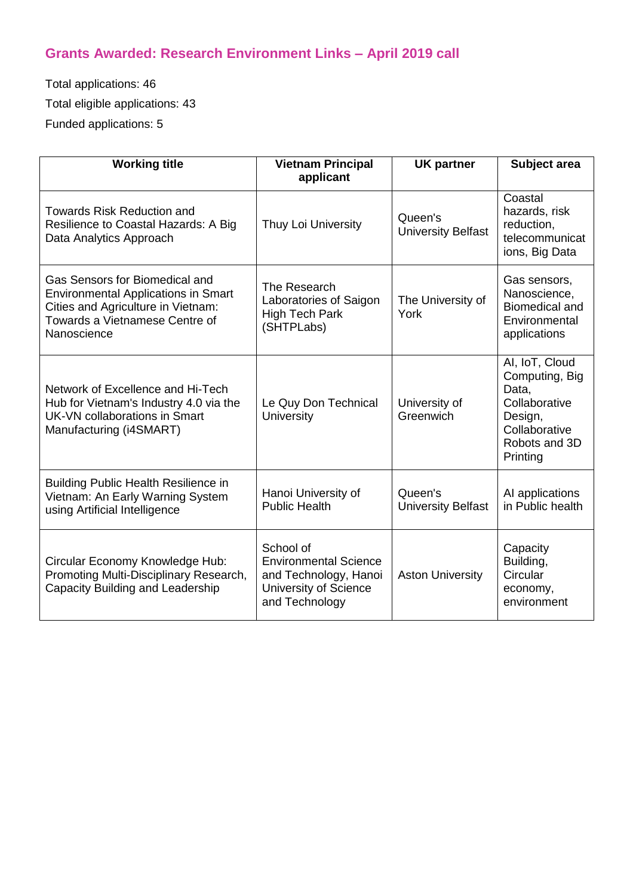## Grants Awarded: Research Environment Links – April 2019 call

Total applications: 46

Total eligible applications: 43

Funded applications: 5

| Working title | Vietnam Principal applicant | UK partner | Subject area |
|---|---|---|---|
| Towards Risk Reduction and Resilience to Coastal Hazards: A Big Data Analytics Approach | Thuy Loi University | Queen's University Belfast | Coastal hazards, risk reduction, telecommunications, Big Data |
| Gas Sensors for Biomedical and Environmental Applications in Smart Cities and Agriculture in Vietnam: Towards a Vietnamese Centre of Nanoscience | The Research Laboratories of Saigon High Tech Park (SHTPLabs) | The University of York | Gas sensors, Nanoscience, Biomedical and Environmental applications |
| Network of Excellence and Hi-Tech Hub for Vietnam's Industry 4.0 via the UK-VN collaborations in Smart Manufacturing (i4SMART) | Le Quy Don Technical University | University of Greenwich | AI, IoT, Cloud Computing, Big Data, Collaborative Design, Collaborative Robots and 3D Printing |
| Building Public Health Resilience in Vietnam: An Early Warning System using Artificial Intelligence | Hanoi University of Public Health | Queen's University Belfast | AI applications in Public health |
| Circular Economy Knowledge Hub: Promoting Multi-Disciplinary Research, Capacity Building and Leadership | School of Environmental Science and Technology, Hanoi University of Science and Technology | Aston University | Capacity Building, Circular economy, environment |